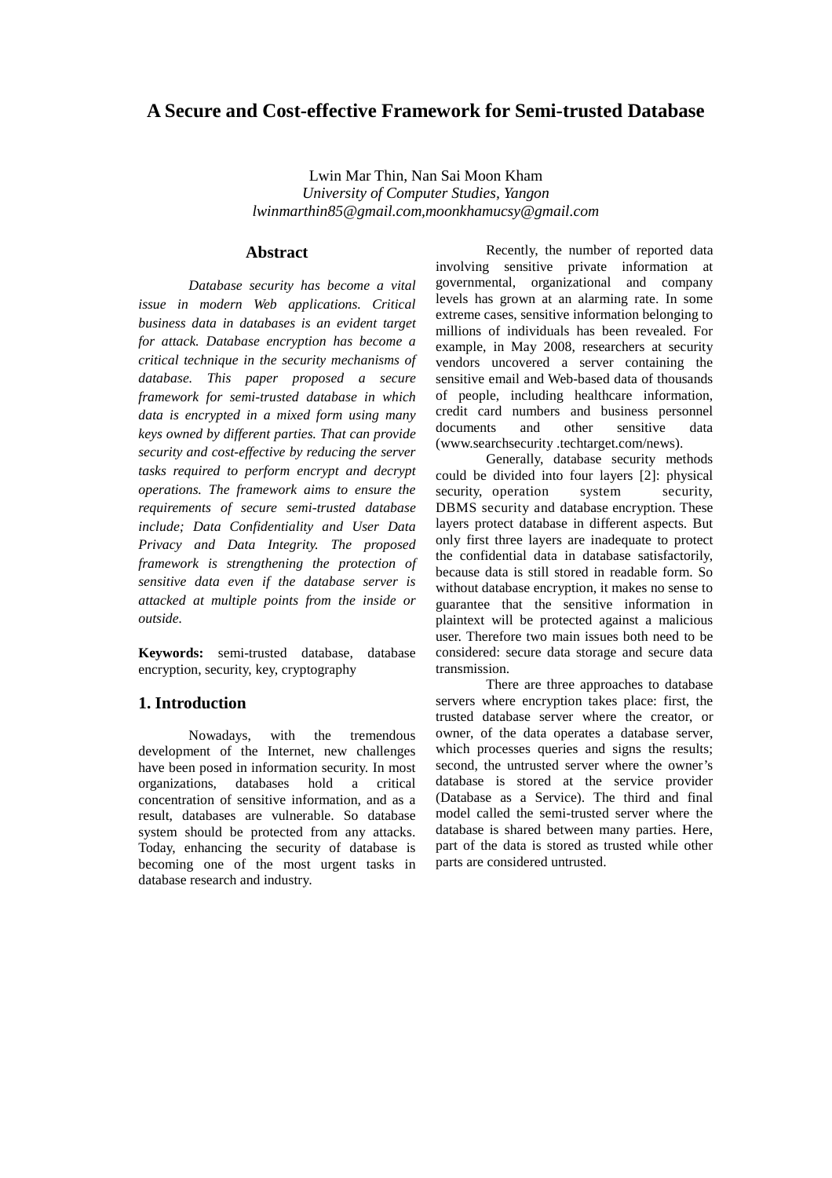# A Secure and Cost-effective Framework for Semi-trusted Database

Lwin Mar Thin, Nan Sai Moon Kham
*University of Computer Studies, Yangon*
*lwinmarthin85@gmail.com,moonkhamucsy@gmail.com*

## Abstract

*Database security has become a vital issue in modern Web applications. Critical business data in databases is an evident target for attack. Database encryption has become a critical technique in the security mechanisms of database. This paper proposed a secure framework for semi-trusted database in which data is encrypted in a mixed form using many keys owned by different parties. That can provide security and cost-effective by reducing the server tasks required to perform encrypt and decrypt operations. The framework aims to ensure the requirements of secure semi-trusted database include; Data Confidentiality and User Data Privacy and Data Integrity. The proposed framework is strengthening the protection of sensitive data even if the database server is attacked at multiple points from the inside or outside.*

**Keywords:** semi-trusted database, database encryption, security, key, cryptography

## 1. Introduction

Nowadays, with the tremendous development of the Internet, new challenges have been posed in information security. In most organizations, databases hold a critical concentration of sensitive information, and as a result, databases are vulnerable. So database system should be protected from any attacks. Today, enhancing the security of database is becoming one of the most urgent tasks in database research and industry.

Recently, the number of reported data involving sensitive private information at governmental, organizational and company levels has grown at an alarming rate. In some extreme cases, sensitive information belonging to millions of individuals has been revealed. For example, in May 2008, researchers at security vendors uncovered a server containing the sensitive email and Web-based data of thousands of people, including healthcare information, credit card numbers and business personnel documents and other sensitive data (www.searchsecurity .techtarget.com/news).

Generally, database security methods could be divided into four layers [2]: physical security, operation system security, DBMS security and database encryption. These layers protect database in different aspects. But only first three layers are inadequate to protect the confidential data in database satisfactorily, because data is still stored in readable form. So without database encryption, it makes no sense to guarantee that the sensitive information in plaintext will be protected against a malicious user. Therefore two main issues both need to be considered: secure data storage and secure data transmission.

There are three approaches to database servers where encryption takes place: first, the trusted database server where the creator, or owner, of the data operates a database server, which processes queries and signs the results; second, the untrusted server where the owner's database is stored at the service provider (Database as a Service). The third and final model called the semi-trusted server where the database is shared between many parties. Here, part of the data is stored as trusted while other parts are considered untrusted.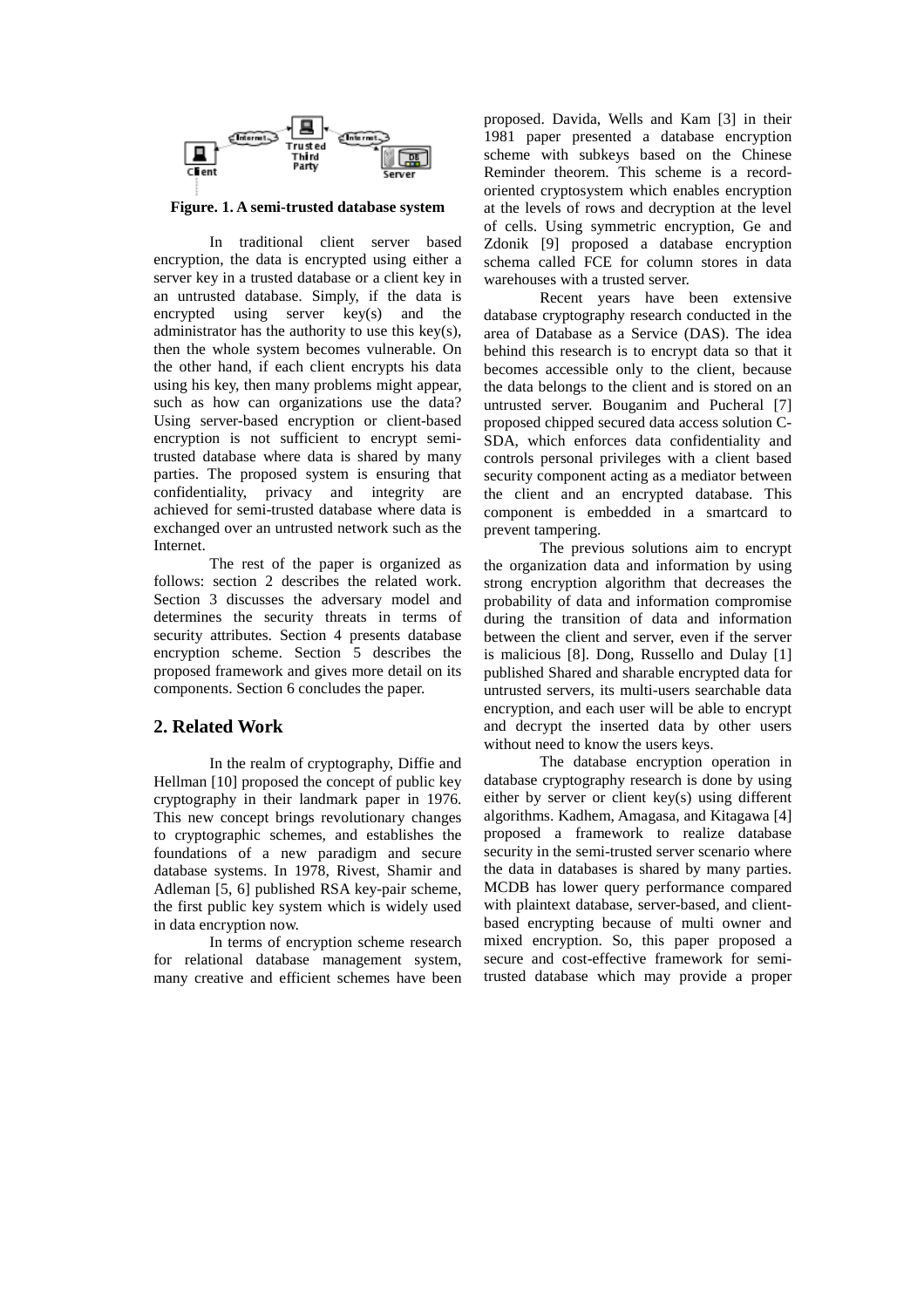**Figure. 1. A semi-trusted database system**

In traditional client server based encryption, the data is encrypted using either a server key in a trusted database or a client key in an untrusted database. Simply, if the data is encrypted using server key(s) and the administrator has the authority to use this key(s), then the whole system becomes vulnerable. On the other hand, if each client encrypts his data using his key, then many problems might appear, such as how can organizations use the data? Using server-based encryption or client-based encryption is not sufficient to encrypt semi-trusted database where data is shared by many parties. The proposed system is ensuring that confidentiality, privacy and integrity are achieved for semi-trusted database where data is exchanged over an untrusted network such as the Internet.

The rest of the paper is organized as follows: section 2 describes the related work. Section 3 discusses the adversary model and determines the security threats in terms of security attributes. Section 4 presents database encryption scheme. Section 5 describes the proposed framework and gives more detail on its components. Section 6 concludes the paper.

## 2. Related Work

In the realm of cryptography, Diffie and Hellman [10] proposed the concept of public key cryptography in their landmark paper in 1976. This new concept brings revolutionary changes to cryptographic schemes, and establishes the foundations of a new paradigm and secure database systems. In 1978, Rivest, Shamir and Adleman [5, 6] published RSA key-pair scheme, the first public key system which is widely used in data encryption now.

In terms of encryption scheme research for relational database management system, many creative and efficient schemes have been proposed. Davida, Wells and Kam [3] in their 1981 paper presented a database encryption scheme with subkeys based on the Chinese Reminder theorem. This scheme is a record-oriented cryptosystem which enables encryption at the levels of rows and decryption at the level of cells. Using symmetric encryption, Ge and Zdonik [9] proposed a database encryption schema called FCE for column stores in data warehouses with a trusted server.

Recent years have been extensive database cryptography research conducted in the area of Database as a Service (DAS). The idea behind this research is to encrypt data so that it becomes accessible only to the client, because the data belongs to the client and is stored on an untrusted server. Bouganim and Pucheral [7] proposed chipped secured data access solution C-SDA, which enforces data confidentiality and controls personal privileges with a client based security component acting as a mediator between the client and an encrypted database. This component is embedded in a smartcard to prevent tampering.

The previous solutions aim to encrypt the organization data and information by using strong encryption algorithm that decreases the probability of data and information compromise during the transition of data and information between the client and server, even if the server is malicious [8]. Dong, Russello and Dulay [1] published Shared and sharable encrypted data for untrusted servers, its multi-users searchable data encryption, and each user will be able to encrypt and decrypt the inserted data by other users without need to know the users keys.

The database encryption operation in database cryptography research is done by using either by server or client key(s) using different algorithms. Kadhem, Amagasa, and Kitagawa [4] proposed a framework to realize database security in the semi-trusted server scenario where the data in databases is shared by many parties. MCDB has lower query performance compared with plaintext database, server-based, and client-based encrypting because of multi owner and mixed encryption. So, this paper proposed a secure and cost-effective framework for semi-trusted database which may provide a proper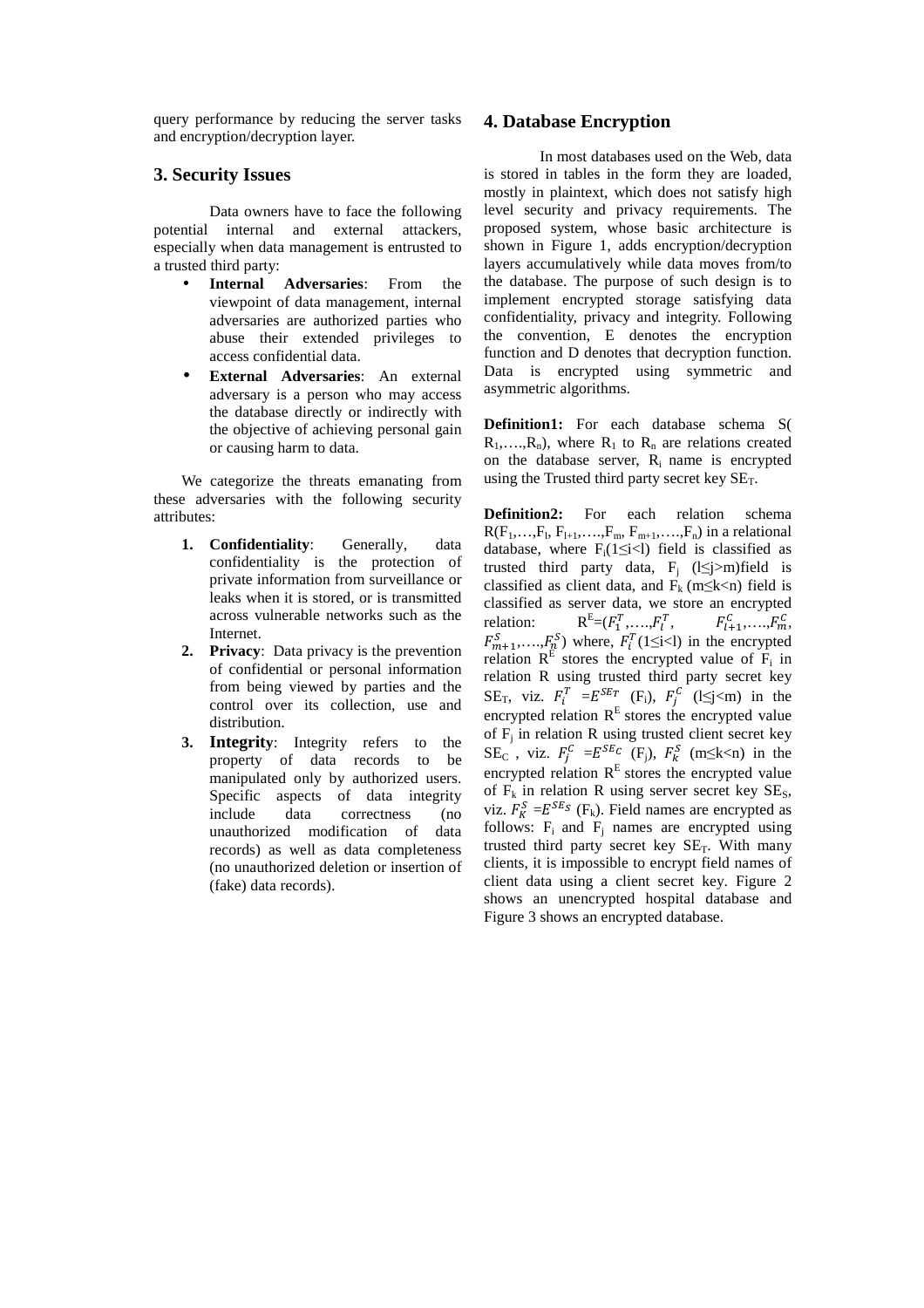query performance by reducing the server tasks and encryption/decryption layer.

## 3. Security Issues

Data owners have to face the following potential internal and external attackers, especially when data management is entrusted to a trusted third party:

- **Internal Adversaries**: From the viewpoint of data management, internal adversaries are authorized parties who abuse their extended privileges to access confidential data.
- **External Adversaries**: An external adversary is a person who may access the database directly or indirectly with the objective of achieving personal gain or causing harm to data.

We categorize the threats emanating from these adversaries with the following security attributes:

1. **Confidentiality**: Generally, data confidentiality is the protection of private information from surveillance or leaks when it is stored, or is transmitted across vulnerable networks such as the Internet.
2. **Privacy**: Data privacy is the prevention of confidential or personal information from being viewed by parties and the control over its collection, use and distribution.
3. **Integrity**: Integrity refers to the property of data records to be manipulated only by authorized users. Specific aspects of data integrity include data correctness (no unauthorized modification of data records) as well as data completeness (no unauthorized deletion or insertion of (fake) data records).

## 4. Database Encryption

In most databases used on the Web, data is stored in tables in the form they are loaded, mostly in plaintext, which does not satisfy high level security and privacy requirements. The proposed system, whose basic architecture is shown in Figure 1, adds encryption/decryption layers accumulatively while data moves from/to the database. The purpose of such design is to implement encrypted storage satisfying data confidentiality, privacy and integrity. Following the convention, E denotes the encryption function and D denotes that decryption function. Data is encrypted using symmetric and asymmetric algorithms.

**Definition1:** For each database schema S( $R_1,\ldots.,R_n$), where $R_1$ to $R_n$ are relations created on the database server, $R_i$ name is encrypted using the Trusted third party secret key $SE_T$.

**Definition2:** For each relation schema $R(F_1,\ldots,F_l, F_{l+1},\ldots.,F_m, F_{m+1},\ldots.,F_n)$ in a relational database, where $F_i(1\leq i<l)$ field is classified as trusted third party data, $F_j$ ($l\leq j>m$)field is classified as client data, and $F_k$ ($m\leq k<n$) field is classified as server data, we store an encrypted relation: $R^E=(F_1^T,\ldots.,F_l^T,\ F_{l+1}^C,\ldots.,F_m^C, F_{m+1}^S,\ldots.,F_n^S)$ where, $F_i^T(1\leq i<l)$ in the encrypted relation $R^E$ stores the encrypted value of $F_i$ in relation R using trusted third party secret key $SE_T$, viz. $F_i^T=E^{SE_T}(F_i)$, $F_j^C$ ($l\leq j<m$) in the encrypted relation $R^E$ stores the encrypted value of $F_j$ in relation R using trusted client secret key $SE_C$ , viz. $F_j^C=E^{SE_C}(F_j)$, $F_k^S$ ($m\leq k<n$) in the encrypted relation $R^E$ stores the encrypted value of $F_k$ in relation R using server secret key $SE_S$, viz. $F_K^S=E^{SE_S}(F_k)$. Field names are encrypted as follows: $F_i$ and $F_j$ names are encrypted using trusted third party secret key $SE_T$. With many clients, it is impossible to encrypt field names of client data using a client secret key. Figure 2 shows an unencrypted hospital database and Figure 3 shows an encrypted database.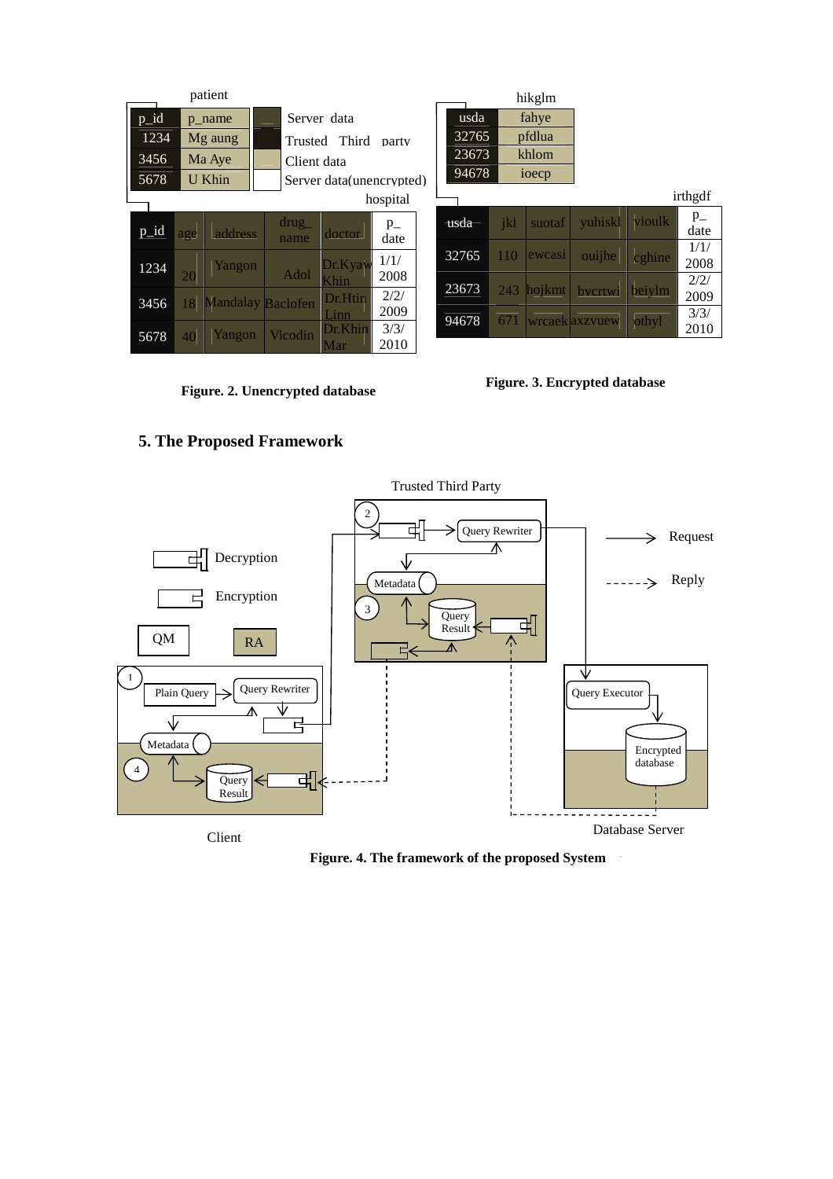patient

| p_id | p_name |
| --- | --- |
| 1234 | Mg aung |
| 3456 | Ma Aye |
| 5678 | U Khin |

Server data
Trusted Third party
Client data
Server data(unencrypted)

hospital

| p_id | age | address | drug_name | doctor | p_date |
| --- | --- | --- | --- | --- | --- |
| 1234 | 20 | Yangon | Adol | Dr.Kyaw Khin | 1/1/2008 |
| 3456 | 18 | Mandalay | Baclofen | Dr.Htin Linn | 2/2/2009 |
| 5678 | 40 | Yangon | Vicodin | Dr.Khin Mar | 3/3/2010 |

**Figure. 2. Unencrypted database**

hikglm

| usda | fahye |
| --- | --- |
| 32765 | pfdlua |
| 23673 | khlom |
| 94678 | ioecp |

irthgdf

| usda | jkl | suotaf | yuhiskl | vioulk | p_date |
| --- | --- | --- | --- | --- | --- |
| 32765 | 110 | ewcasi | ouijhe | cghine | 1/1/2008 |
| 23673 | 243 | hojkmt | bvcrtwi | beiylm | 2/2/2009 |
| 94678 | 671 | wrcaek | axzvuew | othyl | 3/3/2010 |

**Figure. 3. Encrypted database**

## 5. The Proposed Framework

Trusted Third Party

Decryption
Encryption
QM
RA
Request
Reply

1 Plain Query, Query Rewriter, Metadata
2 Query Rewriter
3 Metadata, Query Result
4 Metadata, Query Result

Query Executor
Encrypted database

Client

Database Server

**Figure. 4. The framework of the proposed System**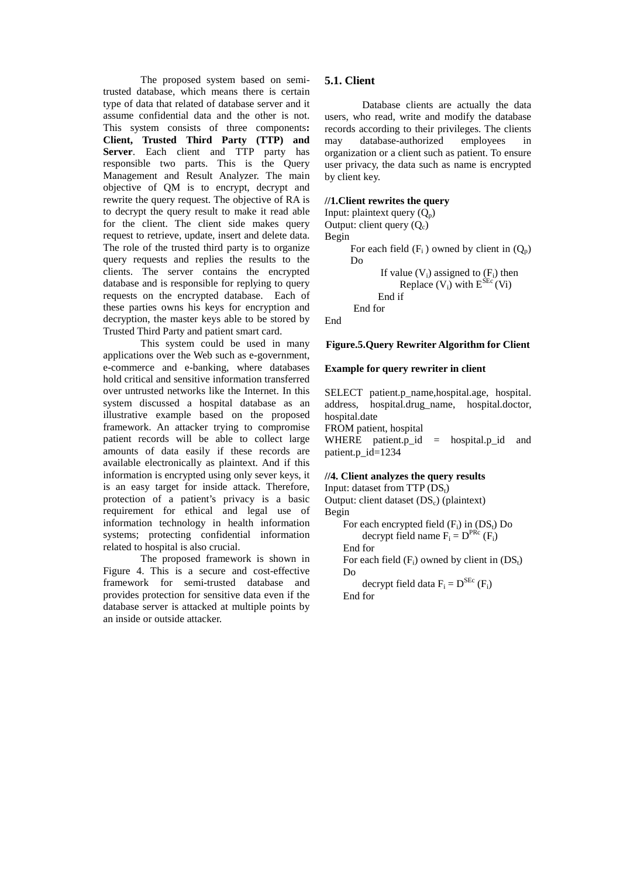The proposed system based on semi-trusted database, which means there is certain type of data that related of database server and it assume confidential data and the other is not. This system consists of three components**: Client, Trusted Third Party (TTP) and Server**. Each client and TTP party has responsible two parts. This is the Query Management and Result Analyzer. The main objective of QM is to encrypt, decrypt and rewrite the query request. The objective of RA is to decrypt the query result to make it read able for the client. The client side makes query request to retrieve, update, insert and delete data. The role of the trusted third party is to organize query requests and replies the results to the clients. The server contains the encrypted database and is responsible for replying to query requests on the encrypted database. Each of these parties owns his keys for encryption and decryption, the master keys able to be stored by Trusted Third Party and patient smart card.

This system could be used in many applications over the Web such as e-government, e-commerce and e-banking, where databases hold critical and sensitive information transferred over untrusted networks like the Internet. In this system discussed a hospital database as an illustrative example based on the proposed framework. An attacker trying to compromise patient records will be able to collect large amounts of data easily if these records are available electronically as plaintext. And if this information is encrypted using only sever keys, it is an easy target for inside attack. Therefore, protection of a patient's privacy is a basic requirement for ethical and legal use of information technology in health information systems; protecting confidential information related to hospital is also crucial.

The proposed framework is shown in Figure 4. This is a secure and cost-effective framework for semi-trusted database and provides protection for sensitive data even if the database server is attacked at multiple points by an inside or outside attacker.

### 5.1. Client

Database clients are actually the data users, who read, write and modify the database records according to their privileges. The clients may database-authorized employees in organization or a client such as patient. To ensure user privacy, the data such as name is encrypted by client key.

**//1.Client rewrites the query**

Input: plaintext query ($Q_p$)
Output: client query ($Q_c$)
Begin
For each field ($F_i$ ) owned by client in ($Q_p$) Do
If value ($V_i$) assigned to ($F_i$) then
Replace ($V_i$) with $E^{SEc}(Vi)$
End if
End for
End

**Figure.5.Query Rewriter Algorithm for Client**

**Example for query rewriter in client**

SELECT patient.p_name,hospital.age, hospital. address, hospital.drug_name, hospital.doctor, hospital.date
FROM patient, hospital
WHERE patient.p_id = hospital.p_id and patient.p_id=1234

**//4. Client analyzes the query results**

Input: dataset from TTP ($DS_t$)
Output: client dataset ($DS_c$) (plaintext)
Begin
For each encrypted field ($F_i$) in ($DS_t$) Do
decrypt field name $F_i = D^{PRc}(F_i)$
End for
For each field ($F_i$) owned by client in ($DS_t$) Do
decrypt field data $F_i = D^{SEc}(F_i)$
End for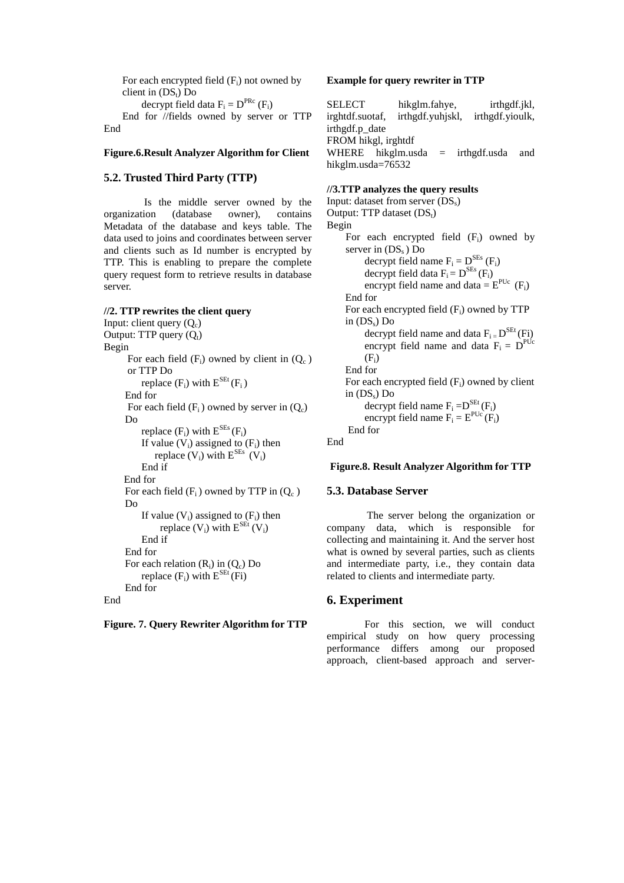For each encrypted field ($F_i$) not owned by client in ($DS_t$) Do

decrypt field data $F_i = D^{PRc}(F_i)$

End for //fields owned by server or TTP

End

**Figure.6.Result Analyzer Algorithm for Client**

### 5.2. Trusted Third Party (TTP)

Is the middle server owned by the organization (database owner), contains Metadata of the database and keys table. The data used to joins and coordinates between server and clients such as Id number is encrypted by TTP. This is enabling to prepare the complete query request form to retrieve results in database server.

**//2. TTP rewrites the client query**

Input: client query ($Q_c$)
Output: TTP query ($Q_t$)
Begin

For each field ($F_i$) owned by client in ($Q_c$) or TTP Do

replace ($F_i$) with $E^{SEt}(F_i)$

End for

For each field ($F_i$) owned by server in ($Q_c$) Do

replace ($F_i$) with $E^{SEs}(F_i)$

If value ($V_i$) assigned to ($F_i$) then

replace ($V_i$) with $E^{SEs}$ ($V_i$)

End if

End for

For each field ($F_i$) owned by TTP in ($Q_c$) Do

If value ($V_i$) assigned to ($F_i$) then

replace ($V_i$) with $E^{SEt}(V_i)$

End if

End for

For each relation ($R_i$) in ($Q_c$) Do

replace ($F_i$) with $E^{SEt}$(Fi)

End for

End

**Figure. 7. Query Rewriter Algorithm for TTP**

**Example for query rewriter in TTP**

```
SELECT hikglm.fahye, irthgdf.jkl, irghtdf.suotaf, irthgdf.yuhjskl, irthgdf.yioulk, irthgdf.p_date
FROM hikgl, irghtdf
WHERE hikglm.usda = irthgdf.usda and hikglm.usda=76532
```

**//3.TTP analyzes the query results**

Input: dataset from server ($DS_s$)
Output: TTP dataset ($DS_t$)
Begin

For each encrypted field ($F_i$) owned by server in ($DS_s$) Do

decrypt field name $F_i = D^{SEs}(F_i)$

decrypt field data $F_i = D^{SEs}(F_i)$

encrypt field name and data = $E^{PUc}$ ($F_i$)

End for

For each encrypted field ($F_i$) owned by TTP in ($DS_s$) Do

decrypt field name and data $F_i = D^{SEt}$(Fi)

encrypt field name and data $F_i = D^{PUc}$ ($F_i$)

End for

For each encrypted field ($F_i$) owned by client in ($DS_s$) Do

decrypt field name $F_i = D^{SEt}(F_i)$

encrypt field name $F_i = E^{PUc}(F_i)$

End for

End

**Figure.8. Result Analyzer Algorithm for TTP**

### 5.3. Database Server

The server belong the organization or company data, which is responsible for collecting and maintaining it. And the server host what is owned by several parties, such as clients and intermediate party, i.e., they contain data related to clients and intermediate party.

## 6. Experiment

For this section, we will conduct empirical study on how query processing performance differs among our proposed approach, client-based approach and server-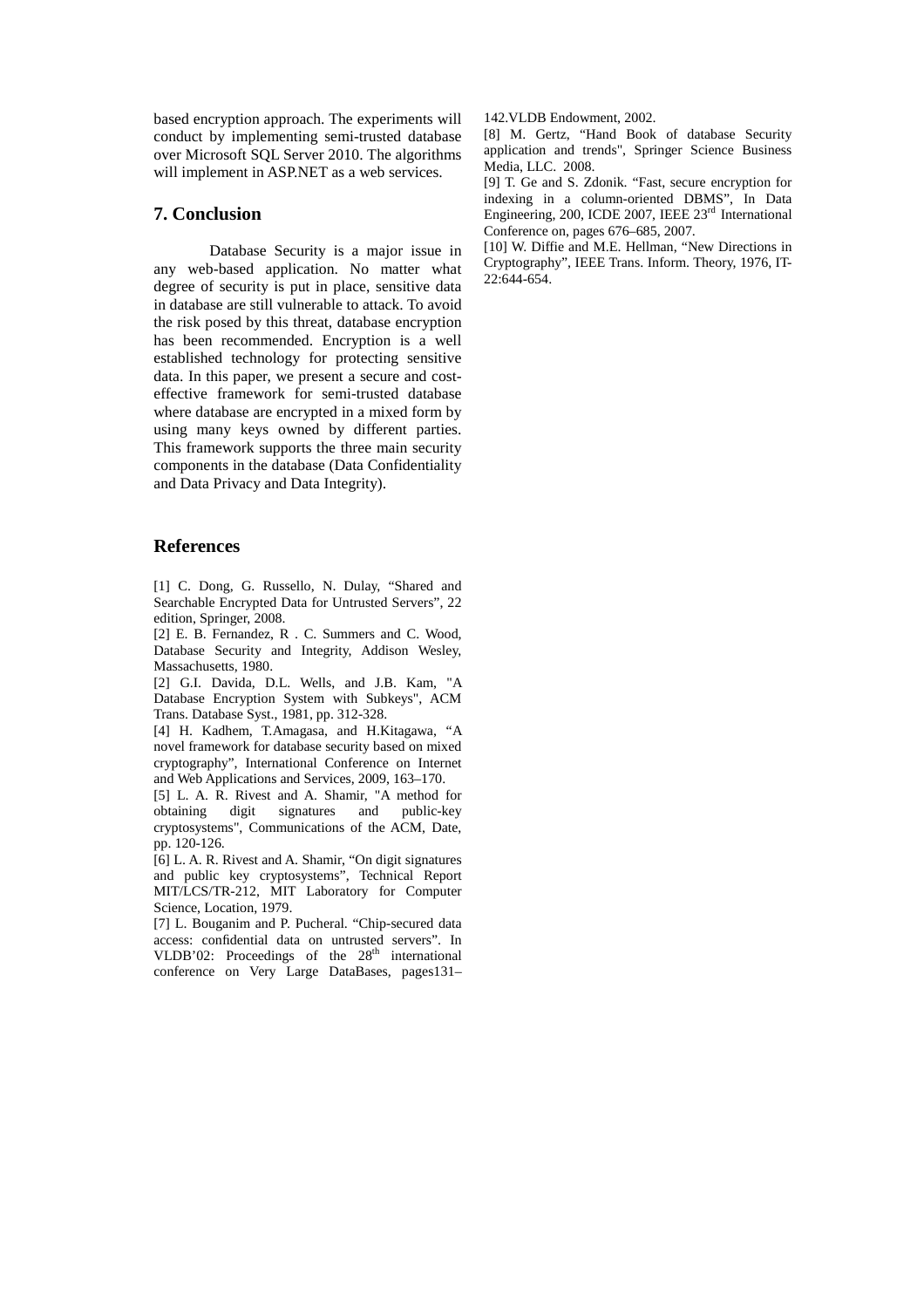based encryption approach. The experiments will conduct by implementing semi-trusted database over Microsoft SQL Server 2010. The algorithms will implement in ASP.NET as a web services.

## 7. Conclusion

Database Security is a major issue in any web-based application. No matter what degree of security is put in place, sensitive data in database are still vulnerable to attack. To avoid the risk posed by this threat, database encryption has been recommended. Encryption is a well established technology for protecting sensitive data. In this paper, we present a secure and cost-effective framework for semi-trusted database where database are encrypted in a mixed form by using many keys owned by different parties. This framework supports the three main security components in the database (Data Confidentiality and Data Privacy and Data Integrity).

## References

[1] C. Dong, G. Russello, N. Dulay, "Shared and Searchable Encrypted Data for Untrusted Servers", 22 edition, Springer, 2008.

[2] E. B. Fernandez, R . C. Summers and C. Wood, Database Security and Integrity, Addison Wesley, Massachusetts, 1980.

[2] G.I. Davida, D.L. Wells, and J.B. Kam, "A Database Encryption System with Subkeys", ACM Trans. Database Syst., 1981, pp. 312-328.

[4] H. Kadhem, T.Amagasa, and H.Kitagawa, "A novel framework for database security based on mixed cryptography", International Conference on Internet and Web Applications and Services, 2009, 163–170.

[5] L. A. R. Rivest and A. Shamir, "A method for obtaining digit signatures and public-key cryptosystems", Communications of the ACM, Date, pp. 120-126.

[6] L. A. R. Rivest and A. Shamir, "On digit signatures and public key cryptosystems", Technical Report MIT/LCS/TR-212, MIT Laboratory for Computer Science, Location, 1979.

[7] L. Bouganim and P. Pucheral. "Chip-secured data access: confidential data on untrusted servers". In VLDB'02: Proceedings of the 28th international conference on Very Large DataBases, pages131–142.VLDB Endowment, 2002.

[8] M. Gertz, "Hand Book of database Security application and trends", Springer Science Business Media, LLC. 2008.

[9] T. Ge and S. Zdonik. "Fast, secure encryption for indexing in a column-oriented DBMS", In Data Engineering, 200, ICDE 2007, IEEE 23rd International Conference on, pages 676–685, 2007.

[10] W. Diffie and M.E. Hellman, "New Directions in Cryptography", IEEE Trans. Inform. Theory, 1976, IT-22:644-654.